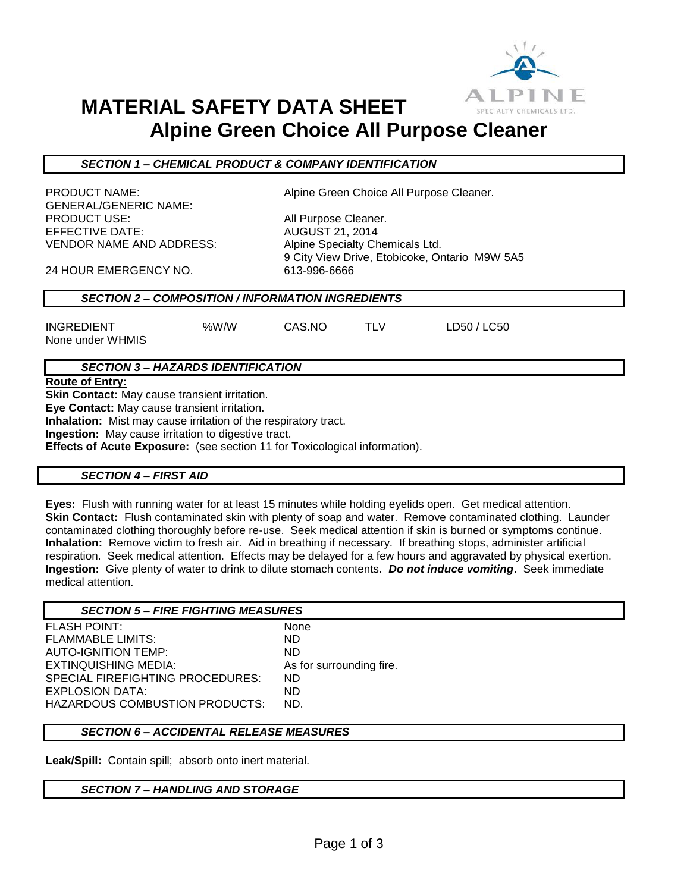# MATERIAL SAFETY DATA SHEET
## Alpine Green Choice All Purpose Cleaner

### *SECTION 1 – CHEMICAL PRODUCT & COMPANY IDENTIFICATION*

| | |
|---|---|
| PRODUCT NAME: | Alpine Green Choice All Purpose Cleaner. |
| GENERAL/GENERIC NAME: | |
| PRODUCT USE: | All Purpose Cleaner. |
| EFFECTIVE DATE: | AUGUST 21, 2014 |
| VENDOR NAME AND ADDRESS: | Alpine Specialty Chemicals Ltd. 9 City View Drive, Etobicoke, Ontario M9W 5A5 |
| 24 HOUR EMERGENCY NO. | 613-996-6666 |

### *SECTION 2 – COMPOSITION / INFORMATION INGREDIENTS*

| INGREDIENT | %W/W | CAS.NO | TLV | LD50 / LC50 |
|---|---|---|---|---|
| None under WHMIS | | | | |

### *SECTION 3 – HAZARDS IDENTIFICATION*

**Route of Entry:**

**Skin Contact:** May cause transient irritation.
**Eye Contact:** May cause transient irritation.
**Inhalation:** Mist may cause irritation of the respiratory tract.
**Ingestion:** May cause irritation to digestive tract.
**Effects of Acute Exposure:** (see section 11 for Toxicological information).

### *SECTION 4 – FIRST AID*

**Eyes:** Flush with running water for at least 15 minutes while holding eyelids open. Get medical attention.
**Skin Contact:** Flush contaminated skin with plenty of soap and water. Remove contaminated clothing. Launder contaminated clothing thoroughly before re-use. Seek medical attention if skin is burned or symptoms continue.
**Inhalation:** Remove victim to fresh air. Aid in breathing if necessary. If breathing stops, administer artificial respiration. Seek medical attention. Effects may be delayed for a few hours and aggravated by physical exertion.
**Ingestion:** Give plenty of water to drink to dilute stomach contents. ***Do not induce vomiting***. Seek immediate medical attention.

### *SECTION 5 – FIRE FIGHTING MEASURES*

| | |
|---|---|
| FLASH POINT: | None |
| FLAMMABLE LIMITS: | ND |
| AUTO-IGNITION TEMP: | ND |
| EXTINQUISHING MEDIA: | As for surrounding fire. |
| SPECIAL FIREFIGHTING PROCEDURES: | ND |
| EXPLOSION DATA: | ND |
| HAZARDOUS COMBUSTION PRODUCTS: | ND. |

### *SECTION 6 – ACCIDENTAL RELEASE MEASURES*

**Leak/Spill:** Contain spill; absorb onto inert material.

### *SECTION 7 – HANDLING AND STORAGE*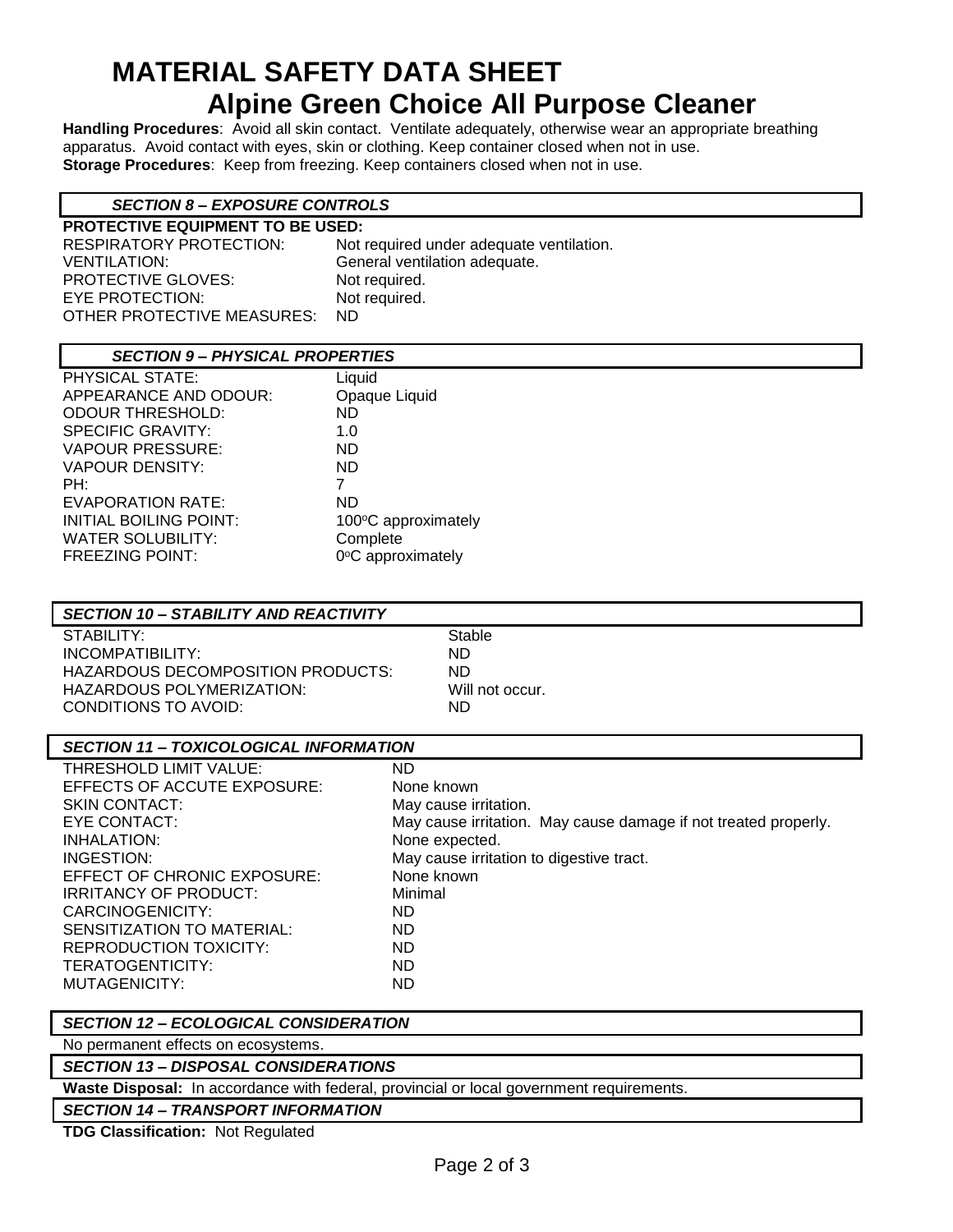# MATERIAL SAFETY DATA SHEET

## Alpine Green Choice All Purpose Cleaner

**Handling Procedures**: Avoid all skin contact. Ventilate adequately, otherwise wear an appropriate breathing apparatus. Avoid contact with eyes, skin or clothing. Keep container closed when not in use.
**Storage Procedures**: Keep from freezing. Keep containers closed when not in use.

### *SECTION 8 – EXPOSURE CONTROLS*

**PROTECTIVE EQUIPMENT TO BE USED:**

| | |
|---|---|
| RESPIRATORY PROTECTION: | Not required under adequate ventilation. |
| VENTILATION: | General ventilation adequate. |
| PROTECTIVE GLOVES: | Not required. |
| EYE PROTECTION: | Not required. |
| OTHER PROTECTIVE MEASURES: | ND |

### *SECTION 9 – PHYSICAL PROPERTIES*

| | |
|---|---|
| PHYSICAL STATE: | Liquid |
| APPEARANCE AND ODOUR: | Opaque Liquid |
| ODOUR THRESHOLD: | ND |
| SPECIFIC GRAVITY: | 1.0 |
| VAPOUR PRESSURE: | ND |
| VAPOUR DENSITY: | ND |
| PH: | 7 |
| EVAPORATION RATE: | ND |
| INITIAL BOILING POINT: | 100°C approximately |
| WATER SOLUBILITY: | Complete |
| FREEZING POINT: | 0°C approximately |

### *SECTION 10 – STABILITY AND REACTIVITY*

| | |
|---|---|
| STABILITY: | Stable |
| INCOMPATIBILITY: | ND |
| HAZARDOUS DECOMPOSITION PRODUCTS: | ND |
| HAZARDOUS POLYMERIZATION: | Will not occur. |
| CONDITIONS TO AVOID: | ND |

### *SECTION 11 – TOXICOLOGICAL INFORMATION*

| | |
|---|---|
| THRESHOLD LIMIT VALUE: | ND |
| EFFECTS OF ACCUTE EXPOSURE: | None known |
| SKIN CONTACT: | May cause irritation. |
| EYE CONTACT: | May cause irritation. May cause damage if not treated properly. |
| INHALATION: | None expected. |
| INGESTION: | May cause irritation to digestive tract. |
| EFFECT OF CHRONIC EXPOSURE: | None known |
| IRRITANCY OF PRODUCT: | Minimal |
| CARCINOGENICITY: | ND |
| SENSITIZATION TO MATERIAL: | ND |
| REPRODUCTION TOXICITY: | ND |
| TERATOGENTICITY: | ND |
| MUTAGENICITY: | ND |

### *SECTION 12 – ECOLOGICAL CONSIDERATION*

No permanent effects on ecosystems.

### *SECTION 13 – DISPOSAL CONSIDERATIONS*

**Waste Disposal:** In accordance with federal, provincial or local government requirements.

### *SECTION 14 – TRANSPORT INFORMATION*

**TDG Classification:** Not Regulated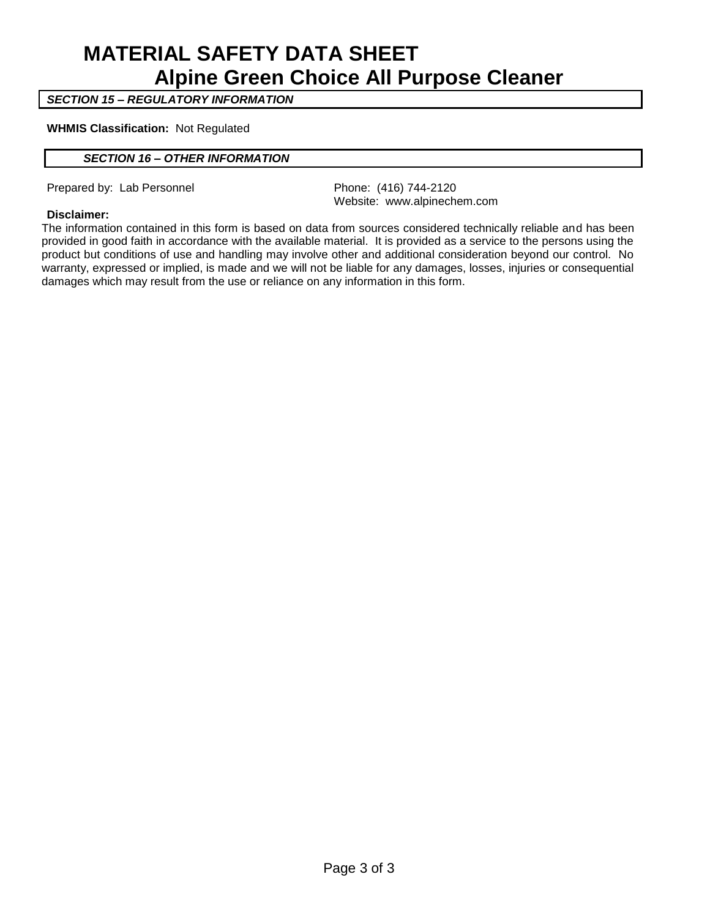# MATERIAL SAFETY DATA SHEET
## Alpine Green Choice All Purpose Cleaner

### *SECTION 15 – REGULATORY INFORMATION*

**WHMIS Classification:** Not Regulated

### *SECTION 16 – OTHER INFORMATION*

Prepared by: Lab Personnel

Phone: (416) 744-2120
Website: www.alpinechem.com

**Disclaimer:**
The information contained in this form is based on data from sources considered technically reliable and has been provided in good faith in accordance with the available material. It is provided as a service to the persons using the product but conditions of use and handling may involve other and additional consideration beyond our control. No warranty, expressed or implied, is made and we will not be liable for any damages, losses, injuries or consequential damages which may result from the use or reliance on any information in this form.